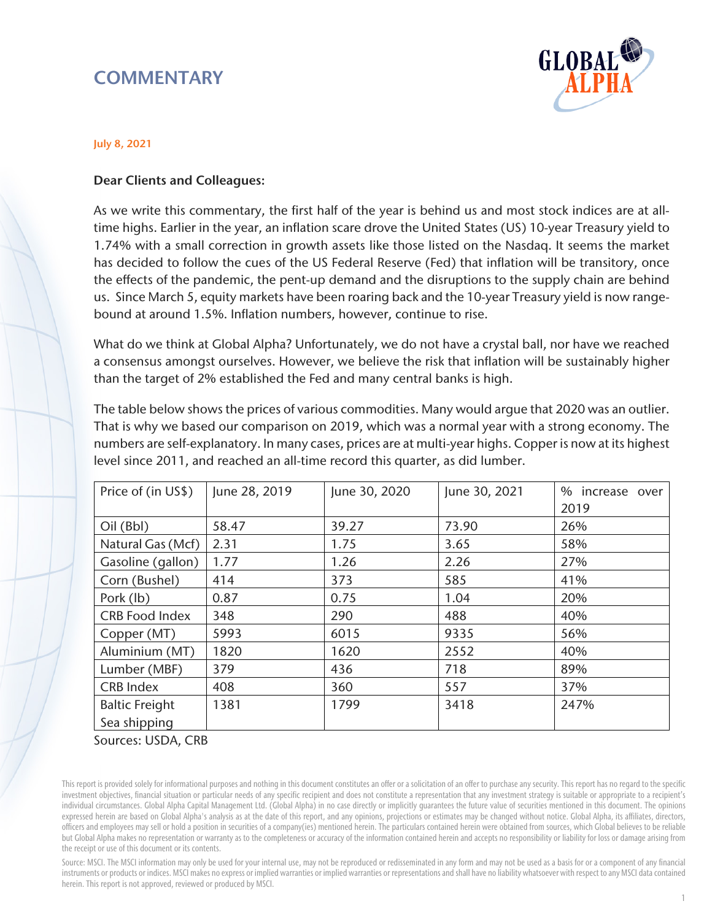# COMMENTARY

July 8, 2021

**Dear Clients and Colleagues:**

As we write this commentary, the first half of the year is behind us and most stock indices are at all-time highs. Earlier in the year, an inflation scare drove the United States (US) 10-year Treasury yield to 1.74% with a small correction in growth assets like those listed on the Nasdaq. It seems the market has decided to follow the cues of the US Federal Reserve (Fed) that inflation will be transitory, once the effects of the pandemic, the pent-up demand and the disruptions to the supply chain are behind us. Since March 5, equity markets have been roaring back and the 10-year Treasury yield is now range-bound at around 1.5%. Inflation numbers, however, continue to rise.

What do we think at Global Alpha? Unfortunately, we do not have a crystal ball, nor have we reached a consensus amongst ourselves. However, we believe the risk that inflation will be sustainably higher than the target of 2% established the Fed and many central banks is high.

The table below shows the prices of various commodities. Many would argue that 2020 was an outlier. That is why we based our comparison on 2019, which was a normal year with a strong economy. The numbers are self-explanatory. In many cases, prices are at multi-year highs. Copper is now at its highest level since 2011, and reached an all-time record this quarter, as did lumber.

| Price of (in US$) | June 28, 2019 | June 30, 2020 | June 30, 2021 | % increase over 2019 |
|---|---|---|---|---|
| Oil (Bbl) | 58.47 | 39.27 | 73.90 | 26% |
| Natural Gas (Mcf) | 2.31 | 1.75 | 3.65 | 58% |
| Gasoline (gallon) | 1.77 | 1.26 | 2.26 | 27% |
| Corn (Bushel) | 414 | 373 | 585 | 41% |
| Pork (lb) | 0.87 | 0.75 | 1.04 | 20% |
| CRB Food Index | 348 | 290 | 488 | 40% |
| Copper (MT) | 5993 | 6015 | 9335 | 56% |
| Aluminium (MT) | 1820 | 1620 | 2552 | 40% |
| Lumber (MBF) | 379 | 436 | 718 | 89% |
| CRB Index | 408 | 360 | 557 | 37% |
| Baltic Freight Sea shipping | 1381 | 1799 | 3418 | 247% |

Sources: USDA, CRB

This report is provided solely for informational purposes and nothing in this document constitutes an offer or a solicitation of an offer to purchase any security. This report has no regard to the specific investment objectives, financial situation or particular needs of any specific recipient and does not constitute a representation that any investment strategy is suitable or appropriate to a recipient's individual circumstances. Global Alpha Capital Management Ltd. (Global Alpha) in no case directly or implicitly guarantees the future value of securities mentioned in this document. The opinions expressed herein are based on Global Alpha's analysis as at the date of this report, and any opinions, projections or estimates may be changed without notice. Global Alpha, its affiliates, directors, officers and employees may sell or hold a position in securities of a company(ies) mentioned herein. The particulars contained herein were obtained from sources, which Global believes to be reliable but Global Alpha makes no representation or warranty as to the completeness or accuracy of the information contained herein and accepts no responsibility or liability for loss or damage arising from the receipt or use of this document or its contents.

Source: MSCI. The MSCI information may only be used for your internal use, may not be reproduced or redisseminated in any form and may not be used as a basis for or a component of any financial instruments or products or indices. MSCI makes no express or implied warranties or implied warranties or representations and shall have no liability whatsoever with respect to any MSCI data contained herein. This report is not approved, reviewed or produced by MSCI.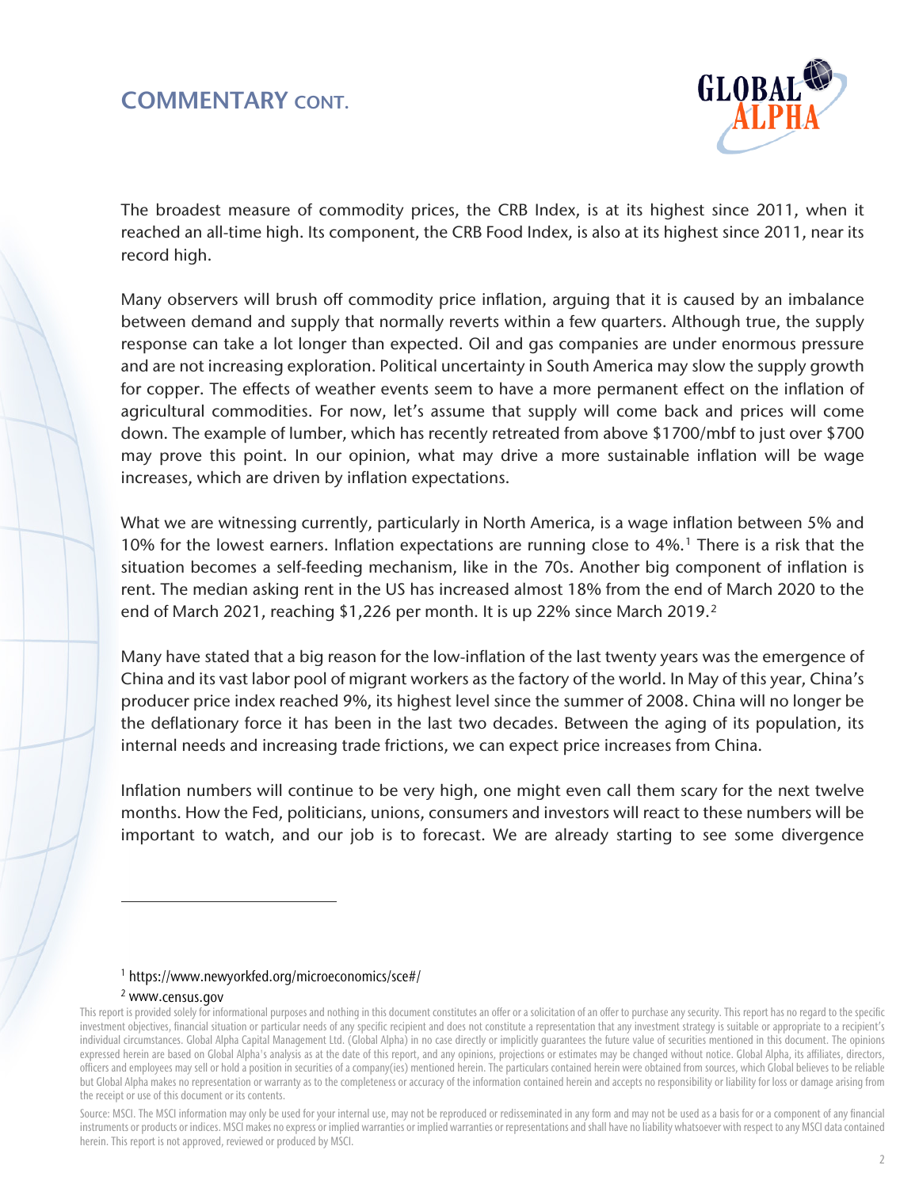## COMMENTARY CONT.

The broadest measure of commodity prices, the CRB Index, is at its highest since 2011, when it reached an all-time high. Its component, the CRB Food Index, is also at its highest since 2011, near its record high.

Many observers will brush off commodity price inflation, arguing that it is caused by an imbalance between demand and supply that normally reverts within a few quarters. Although true, the supply response can take a lot longer than expected. Oil and gas companies are under enormous pressure and are not increasing exploration. Political uncertainty in South America may slow the supply growth for copper. The effects of weather events seem to have a more permanent effect on the inflation of agricultural commodities. For now, let's assume that supply will come back and prices will come down. The example of lumber, which has recently retreated from above $1700/mbf to just over $700 may prove this point. In our opinion, what may drive a more sustainable inflation will be wage increases, which are driven by inflation expectations.

What we are witnessing currently, particularly in North America, is a wage inflation between 5% and 10% for the lowest earners. Inflation expectations are running close to 4%.[1] There is a risk that the situation becomes a self-feeding mechanism, like in the 70s. Another big component of inflation is rent. The median asking rent in the US has increased almost 18% from the end of March 2020 to the end of March 2021, reaching $1,226 per month. It is up 22% since March 2019.[2]

Many have stated that a big reason for the low-inflation of the last twenty years was the emergence of China and its vast labor pool of migrant workers as the factory of the world. In May of this year, China's producer price index reached 9%, its highest level since the summer of 2008. China will no longer be the deflationary force it has been in the last two decades. Between the aging of its population, its internal needs and increasing trade frictions, we can expect price increases from China.

Inflation numbers will continue to be very high, one might even call them scary for the next twelve months. How the Fed, politicians, unions, consumers and investors will react to these numbers will be important to watch, and our job is to forecast. We are already starting to see some divergence

---

[1] https://www.newyorkfed.org/microeconomics/sce#/

[2] www.census.gov

This report is provided solely for informational purposes and nothing in this document constitutes an offer or a solicitation of an offer to purchase any security. This report has no regard to the specific investment objectives, financial situation or particular needs of any specific recipient and does not constitute a representation that any investment strategy is suitable or appropriate to a recipient's individual circumstances. Global Alpha Capital Management Ltd. (Global Alpha) in no case directly or implicitly guarantees the future value of securities mentioned in this document. The opinions expressed herein are based on Global Alpha's analysis as at the date of this report, and any opinions, projections or estimates may be changed without notice. Global Alpha, its affiliates, directors, officers and employees may sell or hold a position in securities of a company(ies) mentioned herein. The particulars contained herein were obtained from sources, which Global believes to be reliable but Global Alpha makes no representation or warranty as to the completeness or accuracy of the information contained herein and accepts no responsibility or liability for loss or damage arising from the receipt or use of this document or its contents.

Source: MSCI. The MSCI information may only be used for your internal use, may not be reproduced or redisseminated in any form and may not be used as a basis for or a component of any financial instruments or products or indices. MSCI makes no express or implied warranties or implied warranties or representations and shall have no liability whatsoever with respect to any MSCI data contained herein. This report is not approved, reviewed or produced by MSCI.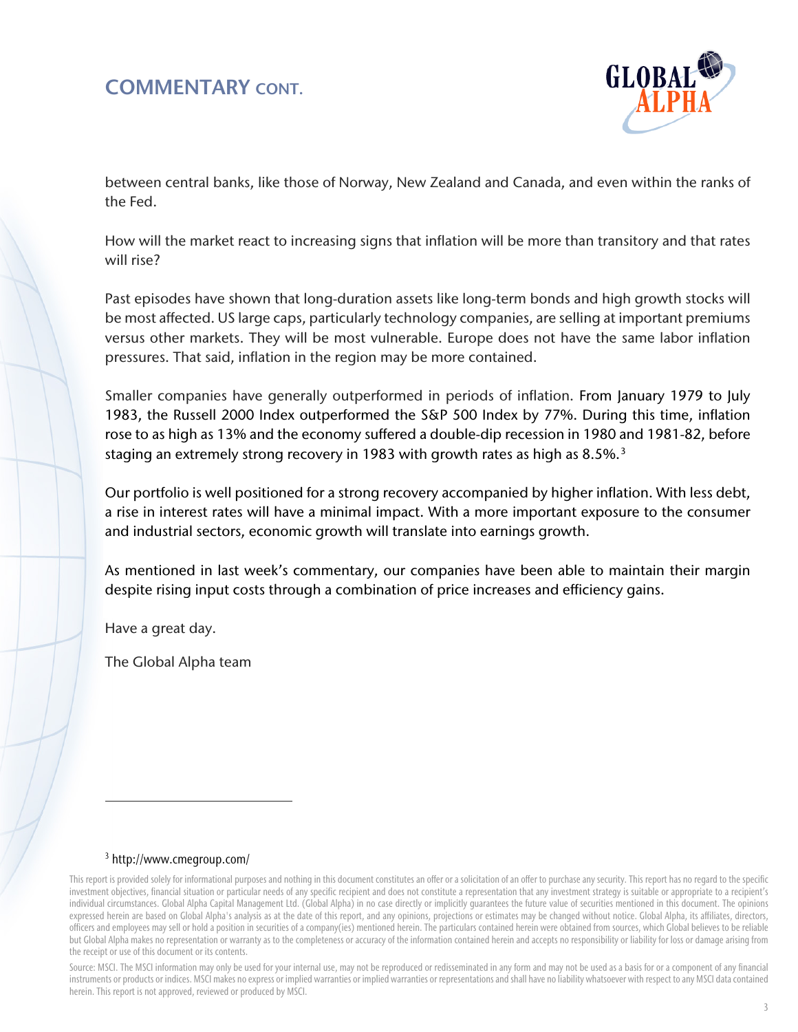## COMMENTARY CONT.

between central banks, like those of Norway, New Zealand and Canada, and even within the ranks of the Fed.

How will the market react to increasing signs that inflation will be more than transitory and that rates will rise?

Past episodes have shown that long-duration assets like long-term bonds and high growth stocks will be most affected. US large caps, particularly technology companies, are selling at important premiums versus other markets. They will be most vulnerable. Europe does not have the same labor inflation pressures. That said, inflation in the region may be more contained.

Smaller companies have generally outperformed in periods of inflation. From January 1979 to July 1983, the Russell 2000 Index outperformed the S&P 500 Index by 77%. During this time, inflation rose to as high as 13% and the economy suffered a double-dip recession in 1980 and 1981-82, before staging an extremely strong recovery in 1983 with growth rates as high as 8.5%.[3]

Our portfolio is well positioned for a strong recovery accompanied by higher inflation. With less debt, a rise in interest rates will have a minimal impact. With a more important exposure to the consumer and industrial sectors, economic growth will translate into earnings growth.

As mentioned in last week's commentary, our companies have been able to maintain their margin despite rising input costs through a combination of price increases and efficiency gains.

Have a great day.

The Global Alpha team

---

[3] http://www.cmegroup.com/

This report is provided solely for informational purposes and nothing in this document constitutes an offer or a solicitation of an offer to purchase any security. This report has no regard to the specific investment objectives, financial situation or particular needs of any specific recipient and does not constitute a representation that any investment strategy is suitable or appropriate to a recipient's individual circumstances. Global Alpha Capital Management Ltd. (Global Alpha) in no case directly or implicitly guarantees the future value of securities mentioned in this document. The opinions expressed herein are based on Global Alpha's analysis as at the date of this report, and any opinions, projections or estimates may be changed without notice. Global Alpha, its affiliates, directors, officers and employees may sell or hold a position in securities of a company(ies) mentioned herein. The particulars contained herein were obtained from sources, which Global believes to be reliable but Global Alpha makes no representation or warranty as to the completeness or accuracy of the information contained herein and accepts no responsibility or liability for loss or damage arising from the receipt or use of this document or its contents.

Source: MSCI. The MSCI information may only be used for your internal use, may not be reproduced or redisseminated in any form and may not be used as a basis for or a component of any financial instruments or products or indices. MSCI makes no express or implied warranties or implied warranties or representations and shall have no liability whatsoever with respect to any MSCI data contained herein. This report is not approved, reviewed or produced by MSCI.